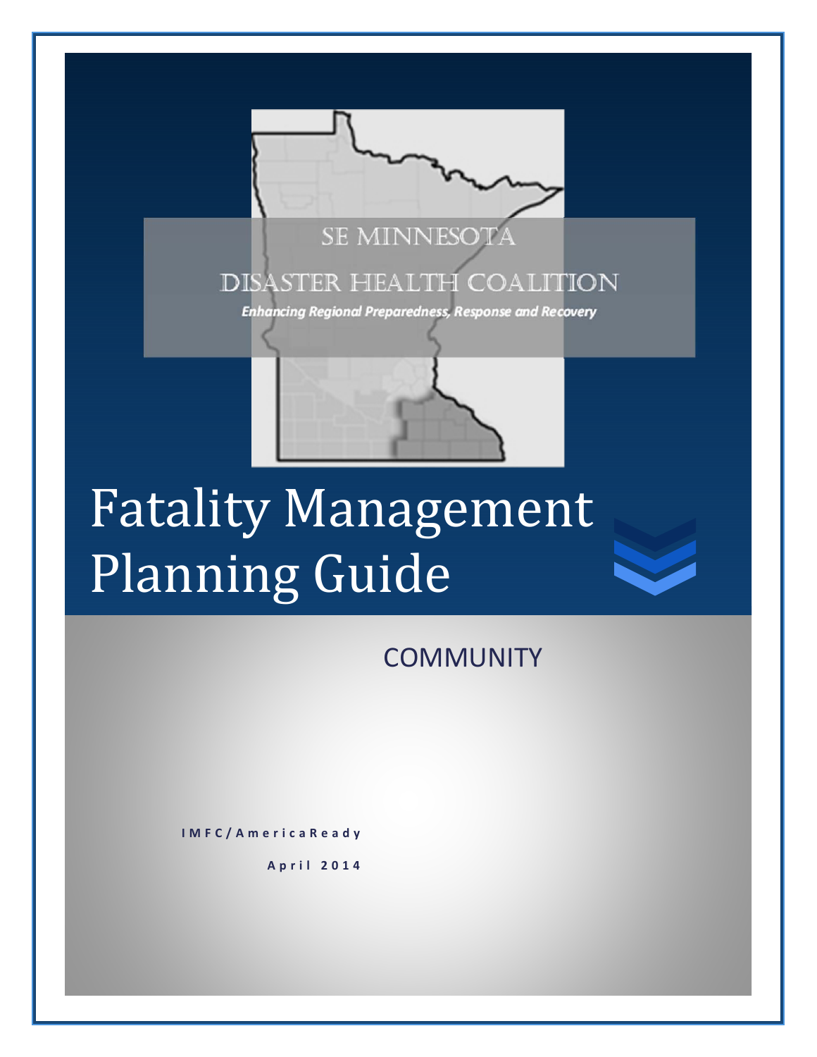SE MINNESOTA

DISASTER HEALTH COALITION

*Enhancing Regional Preparedness, Response and Recovery*

# Fatality Management Planning Guide

## COMMUNITY

IMFC/AmericaReady

April 2014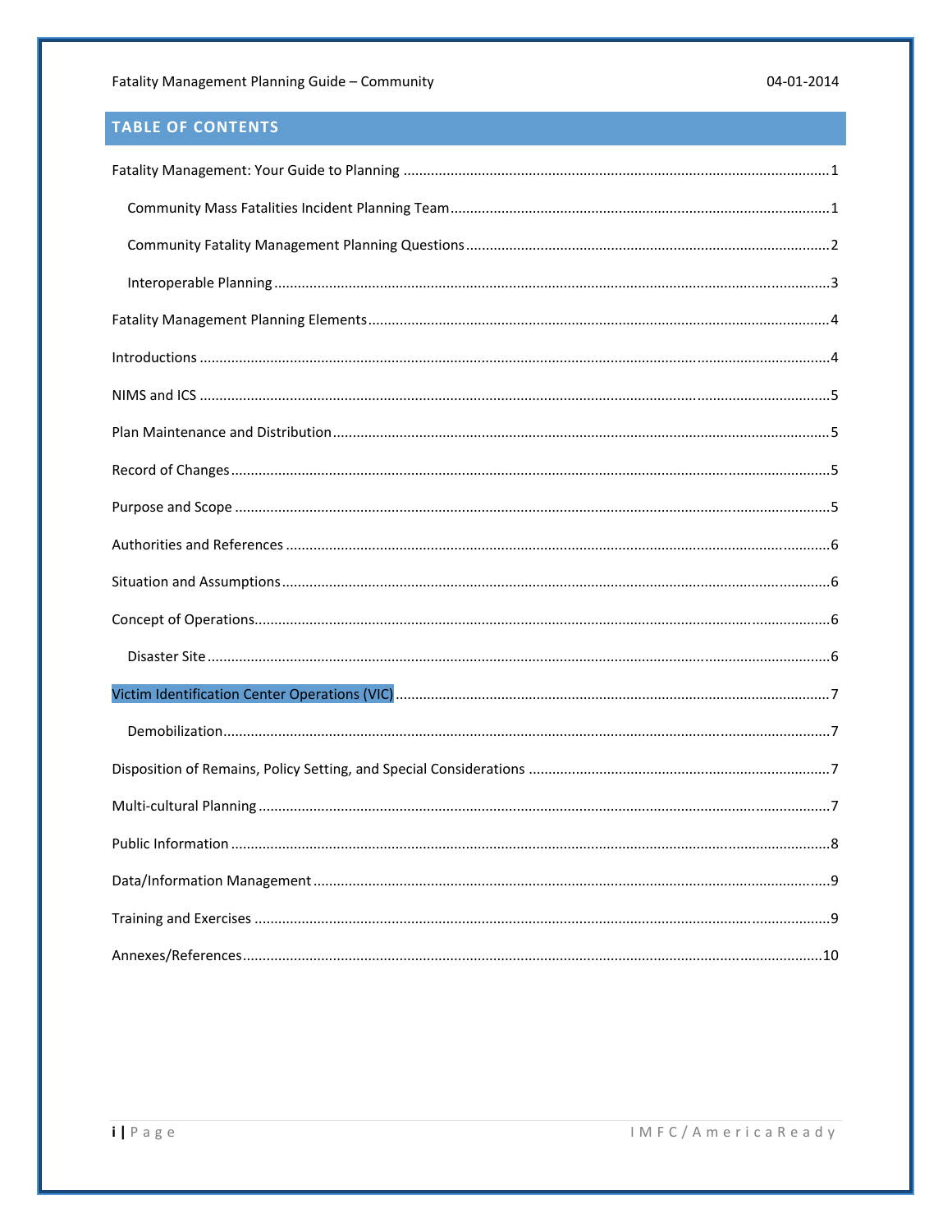## TABLE OF CONTENTS

Fatality Management: Your Guide to Planning ....... 1

- Community Mass Fatalities Incident Planning Team ....... 1
- Community Fatality Management Planning Questions ....... 2
- Interoperable Planning ....... 3

Fatality Management Planning Elements ....... 4

Introductions ....... 4

NIMS and ICS ....... 5

Plan Maintenance and Distribution ....... 5

Record of Changes ....... 5

Purpose and Scope ....... 5

Authorities and References ....... 6

Situation and Assumptions ....... 6

Concept of Operations ....... 6

- Disaster Site ....... 6

Victim Identification Center Operations (VIC) ....... 7

- Demobilization ....... 7

Disposition of Remains, Policy Setting, and Special Considerations ....... 7

Multi-cultural Planning ....... 7

Public Information ....... 8

Data/Information Management ....... 9

Training and Exercises ....... 9

Annexes/References ....... 10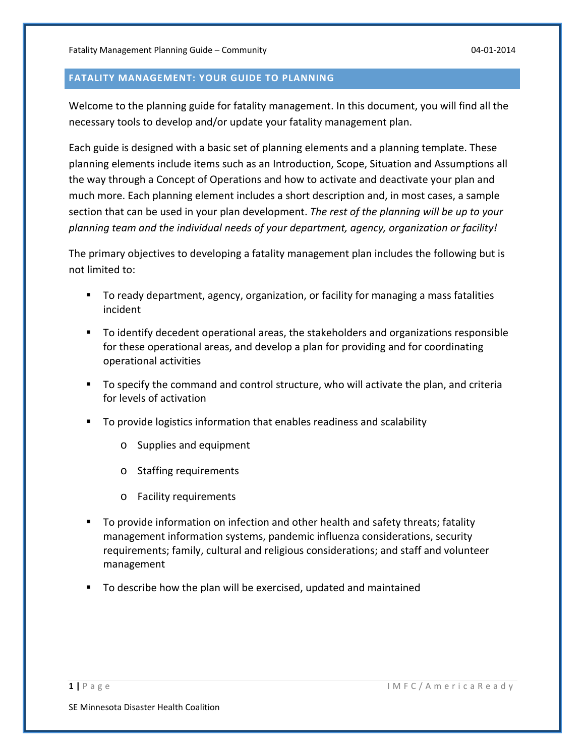## FATALITY MANAGEMENT: YOUR GUIDE TO PLANNING

Welcome to the planning guide for fatality management. In this document, you will find all the necessary tools to develop and/or update your fatality management plan.

Each guide is designed with a basic set of planning elements and a planning template. These planning elements include items such as an Introduction, Scope, Situation and Assumptions all the way through a Concept of Operations and how to activate and deactivate your plan and much more. Each planning element includes a short description and, in most cases, a sample section that can be used in your plan development. *The rest of the planning will be up to your planning team and the individual needs of your department, agency, organization or facility!*

The primary objectives to developing a fatality management plan includes the following but is not limited to:

- To ready department, agency, organization, or facility for managing a mass fatalities incident
- To identify decedent operational areas, the stakeholders and organizations responsible for these operational areas, and develop a plan for providing and for coordinating operational activities
- To specify the command and control structure, who will activate the plan, and criteria for levels of activation
- To provide logistics information that enables readiness and scalability
  - Supplies and equipment
  - Staffing requirements
  - Facility requirements
- To provide information on infection and other health and safety threats; fatality management information systems, pandemic influenza considerations, security requirements; family, cultural and religious considerations; and staff and volunteer management
- To describe how the plan will be exercised, updated and maintained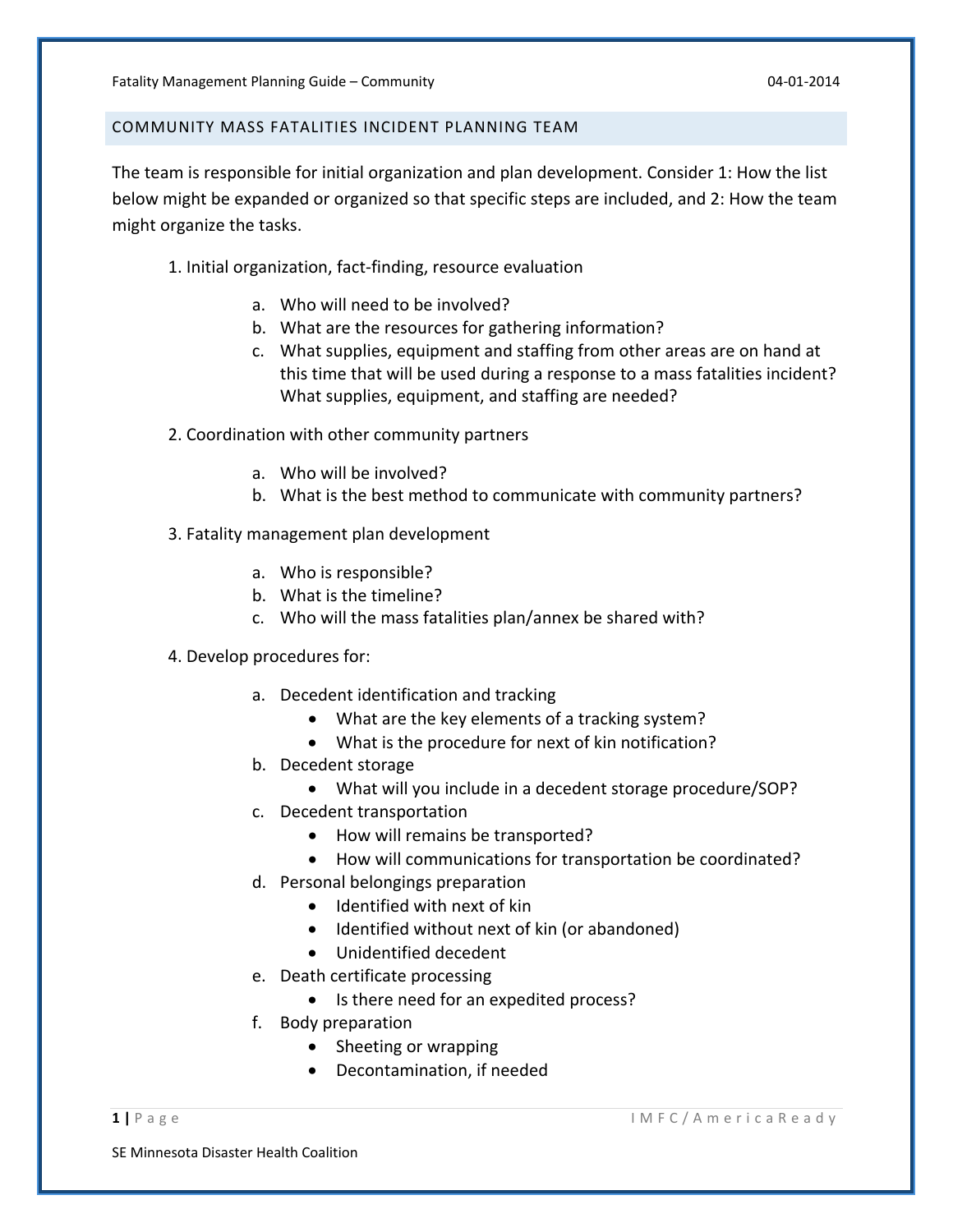## COMMUNITY MASS FATALITIES INCIDENT PLANNING TEAM

The team is responsible for initial organization and plan development. Consider 1: How the list below might be expanded or organized so that specific steps are included, and 2: How the team might organize the tasks.

1. Initial organization, fact-finding, resource evaluation
    a. Who will need to be involved?
    b. What are the resources for gathering information?
    c. What supplies, equipment and staffing from other areas are on hand at this time that will be used during a response to a mass fatalities incident? What supplies, equipment, and staffing are needed?

2. Coordination with other community partners
    a. Who will be involved?
    b. What is the best method to communicate with community partners?

3. Fatality management plan development
    a. Who is responsible?
    b. What is the timeline?
    c. Who will the mass fatalities plan/annex be shared with?

4. Develop procedures for:
    a. Decedent identification and tracking
        - What are the key elements of a tracking system?
        - What is the procedure for next of kin notification?
    b. Decedent storage
        - What will you include in a decedent storage procedure/SOP?
    c. Decedent transportation
        - How will remains be transported?
        - How will communications for transportation be coordinated?
    d. Personal belongings preparation
        - Identified with next of kin
        - Identified without next of kin (or abandoned)
        - Unidentified decedent
    e. Death certificate processing
        - Is there need for an expedited process?
    f. Body preparation
        - Sheeting or wrapping
        - Decontamination, if needed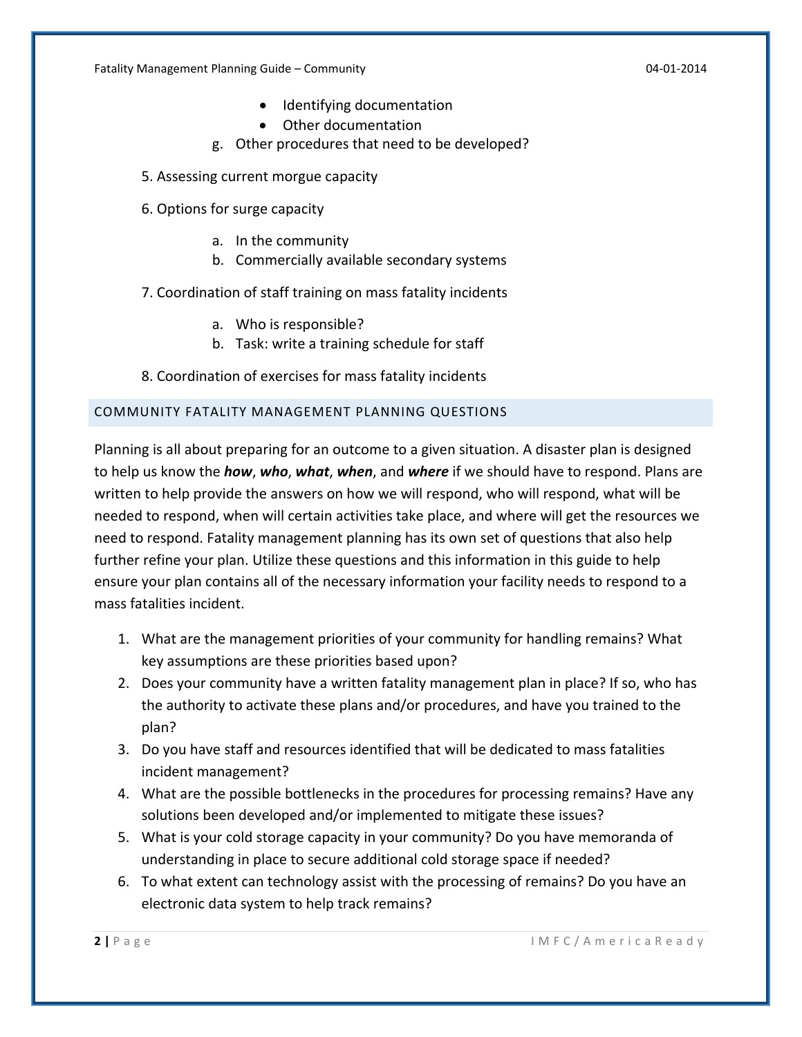- Identifying documentation
        - Other documentation
    g. Other procedures that need to be developed?

5. Assessing current morgue capacity

6. Options for surge capacity

    a. In the community
    b. Commercially available secondary systems

7. Coordination of staff training on mass fatality incidents

    a. Who is responsible?
    b. Task: write a training schedule for staff

8. Coordination of exercises for mass fatality incidents

## COMMUNITY FATALITY MANAGEMENT PLANNING QUESTIONS

Planning is all about preparing for an outcome to a given situation. A disaster plan is designed to help us know the ***how***, ***who***, ***what***, ***when***, and ***where*** if we should have to respond. Plans are written to help provide the answers on how we will respond, who will respond, what will be needed to respond, when will certain activities take place, and where will get the resources we need to respond. Fatality management planning has its own set of questions that also help further refine your plan. Utilize these questions and this information in this guide to help ensure your plan contains all of the necessary information your facility needs to respond to a mass fatalities incident.

1. What are the management priorities of your community for handling remains? What key assumptions are these priorities based upon?
2. Does your community have a written fatality management plan in place? If so, who has the authority to activate these plans and/or procedures, and have you trained to the plan?
3. Do you have staff and resources identified that will be dedicated to mass fatalities incident management?
4. What are the possible bottlenecks in the procedures for processing remains? Have any solutions been developed and/or implemented to mitigate these issues?
5. What is your cold storage capacity in your community? Do you have memoranda of understanding in place to secure additional cold storage space if needed?
6. To what extent can technology assist with the processing of remains? Do you have an electronic data system to help track remains?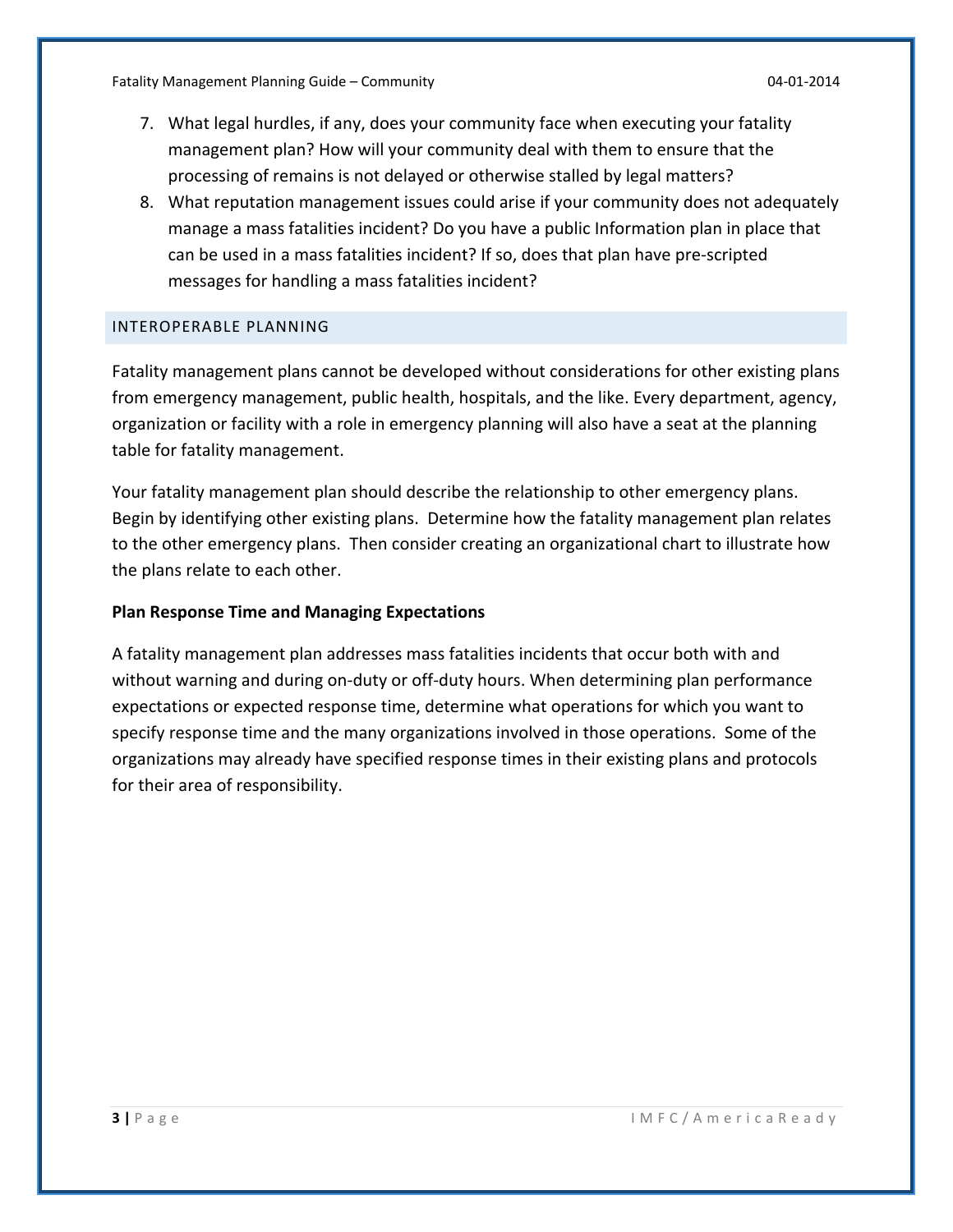7. What legal hurdles, if any, does your community face when executing your fatality management plan? How will your community deal with them to ensure that the processing of remains is not delayed or otherwise stalled by legal matters?
8. What reputation management issues could arise if your community does not adequately manage a mass fatalities incident? Do you have a public Information plan in place that can be used in a mass fatalities incident? If so, does that plan have pre-scripted messages for handling a mass fatalities incident?

## INTEROPERABLE PLANNING

Fatality management plans cannot be developed without considerations for other existing plans from emergency management, public health, hospitals, and the like. Every department, agency, organization or facility with a role in emergency planning will also have a seat at the planning table for fatality management.

Your fatality management plan should describe the relationship to other emergency plans. Begin by identifying other existing plans. Determine how the fatality management plan relates to the other emergency plans. Then consider creating an organizational chart to illustrate how the plans relate to each other.

### Plan Response Time and Managing Expectations

A fatality management plan addresses mass fatalities incidents that occur both with and without warning and during on-duty or off-duty hours. When determining plan performance expectations or expected response time, determine what operations for which you want to specify response time and the many organizations involved in those operations. Some of the organizations may already have specified response times in their existing plans and protocols for their area of responsibility.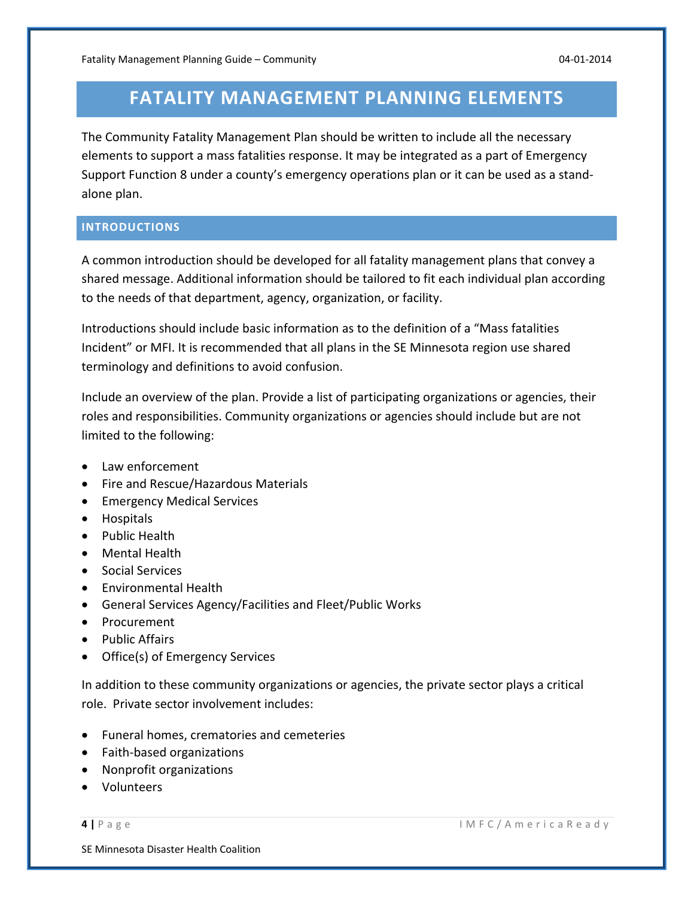# FATALITY MANAGEMENT PLANNING ELEMENTS

The Community Fatality Management Plan should be written to include all the necessary elements to support a mass fatalities response. It may be integrated as a part of Emergency Support Function 8 under a county's emergency operations plan or it can be used as a stand-alone plan.

## INTRODUCTIONS

A common introduction should be developed for all fatality management plans that convey a shared message. Additional information should be tailored to fit each individual plan according to the needs of that department, agency, organization, or facility.

Introductions should include basic information as to the definition of a "Mass fatalities Incident" or MFI. It is recommended that all plans in the SE Minnesota region use shared terminology and definitions to avoid confusion.

Include an overview of the plan. Provide a list of participating organizations or agencies, their roles and responsibilities. Community organizations or agencies should include but are not limited to the following:

- Law enforcement
- Fire and Rescue/Hazardous Materials
- Emergency Medical Services
- Hospitals
- Public Health
- Mental Health
- Social Services
- Environmental Health
- General Services Agency/Facilities and Fleet/Public Works
- Procurement
- Public Affairs
- Office(s) of Emergency Services

In addition to these community organizations or agencies, the private sector plays a critical role. Private sector involvement includes:

- Funeral homes, crematories and cemeteries
- Faith-based organizations
- Nonprofit organizations
- Volunteers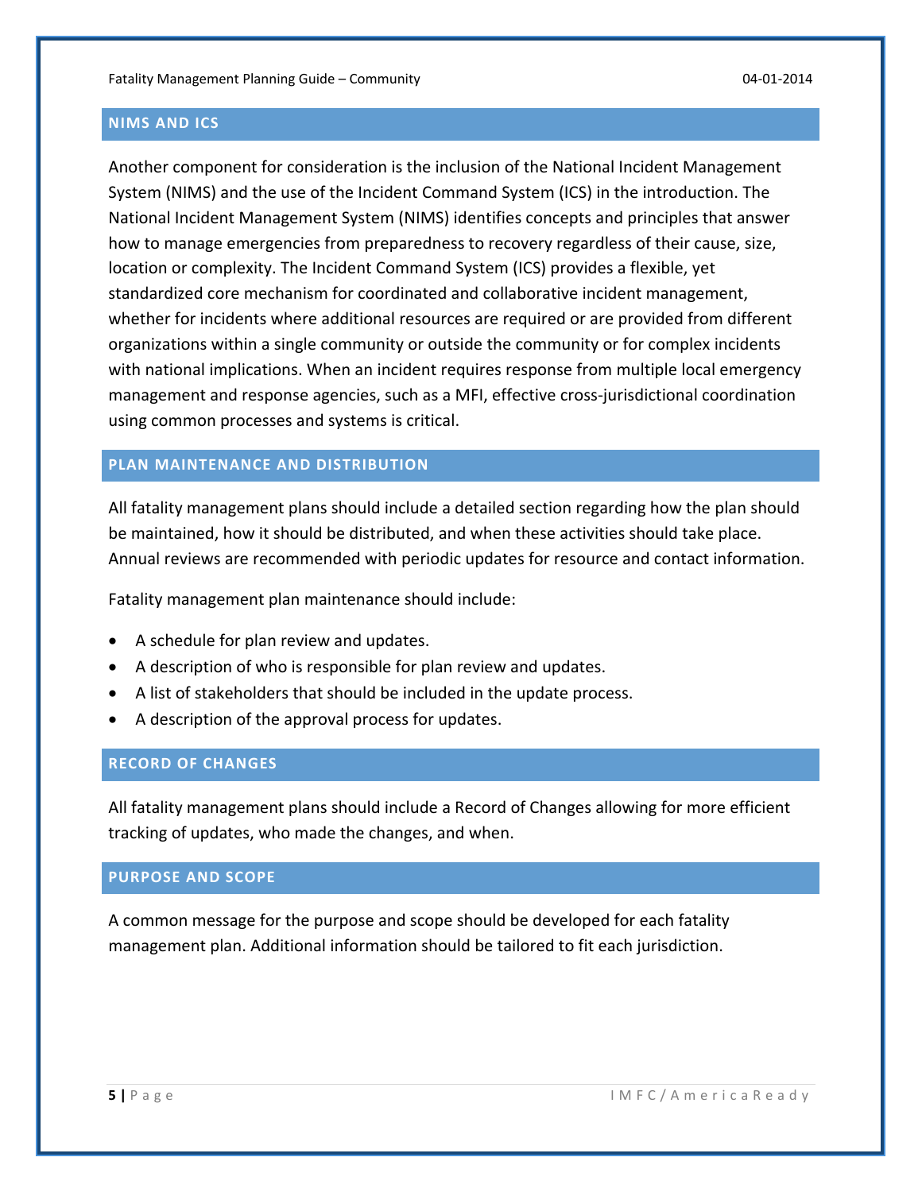## NIMS AND ICS

Another component for consideration is the inclusion of the National Incident Management System (NIMS) and the use of the Incident Command System (ICS) in the introduction. The National Incident Management System (NIMS) identifies concepts and principles that answer how to manage emergencies from preparedness to recovery regardless of their cause, size, location or complexity. The Incident Command System (ICS) provides a flexible, yet standardized core mechanism for coordinated and collaborative incident management, whether for incidents where additional resources are required or are provided from different organizations within a single community or outside the community or for complex incidents with national implications. When an incident requires response from multiple local emergency management and response agencies, such as a MFI, effective cross-jurisdictional coordination using common processes and systems is critical.

## PLAN MAINTENANCE AND DISTRIBUTION

All fatality management plans should include a detailed section regarding how the plan should be maintained, how it should be distributed, and when these activities should take place. Annual reviews are recommended with periodic updates for resource and contact information.

Fatality management plan maintenance should include:

- A schedule for plan review and updates.
- A description of who is responsible for plan review and updates.
- A list of stakeholders that should be included in the update process.
- A description of the approval process for updates.

## RECORD OF CHANGES

All fatality management plans should include a Record of Changes allowing for more efficient tracking of updates, who made the changes, and when.

## PURPOSE AND SCOPE

A common message for the purpose and scope should be developed for each fatality management plan. Additional information should be tailored to fit each jurisdiction.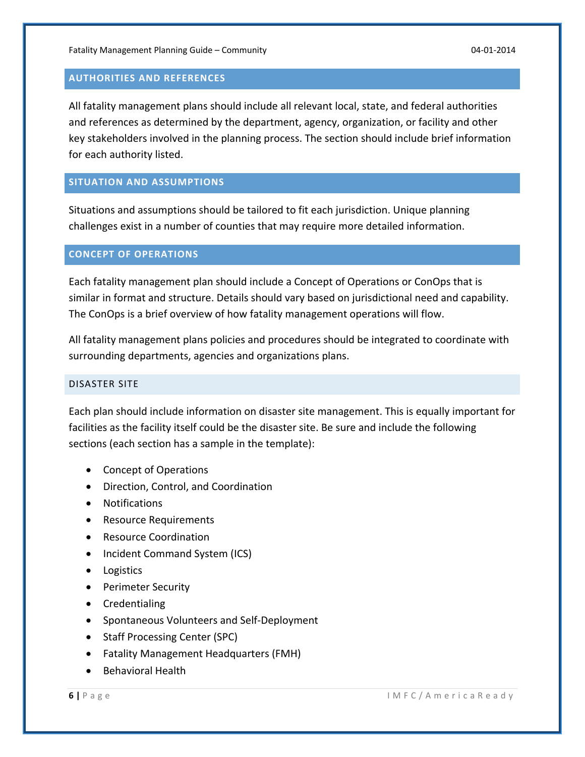## AUTHORITIES AND REFERENCES

All fatality management plans should include all relevant local, state, and federal authorities and references as determined by the department, agency, organization, or facility and other key stakeholders involved in the planning process. The section should include brief information for each authority listed.

## SITUATION AND ASSUMPTIONS

Situations and assumptions should be tailored to fit each jurisdiction. Unique planning challenges exist in a number of counties that may require more detailed information.

## CONCEPT OF OPERATIONS

Each fatality management plan should include a Concept of Operations or ConOps that is similar in format and structure. Details should vary based on jurisdictional need and capability. The ConOps is a brief overview of how fatality management operations will flow.

All fatality management plans policies and procedures should be integrated to coordinate with surrounding departments, agencies and organizations plans.

### DISASTER SITE

Each plan should include information on disaster site management. This is equally important for facilities as the facility itself could be the disaster site. Be sure and include the following sections (each section has a sample in the template):

- Concept of Operations
- Direction, Control, and Coordination
- Notifications
- Resource Requirements
- Resource Coordination
- Incident Command System (ICS)
- Logistics
- Perimeter Security
- Credentialing
- Spontaneous Volunteers and Self-Deployment
- Staff Processing Center (SPC)
- Fatality Management Headquarters (FMH)
- Behavioral Health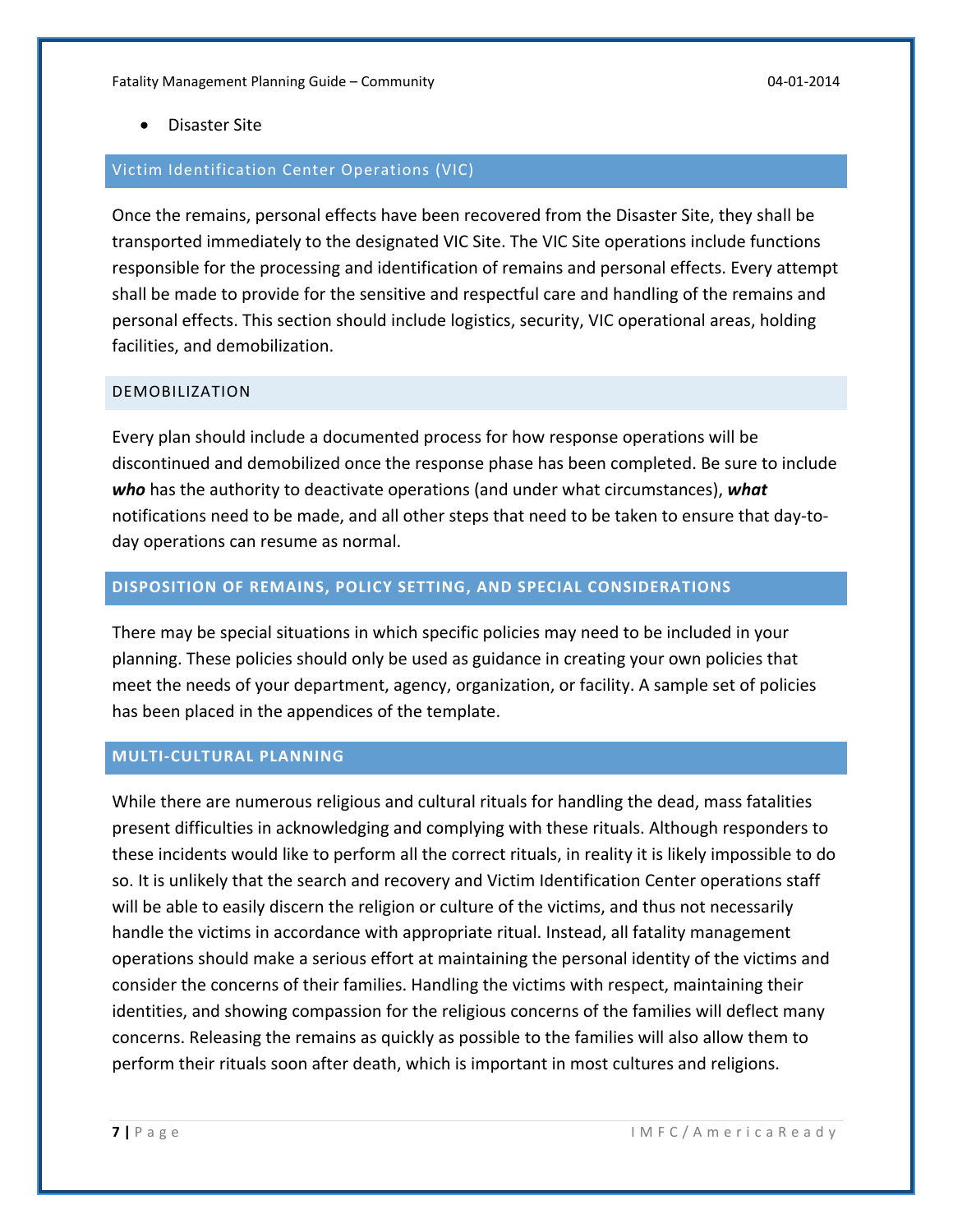- Disaster Site

## Victim Identification Center Operations (VIC)

Once the remains, personal effects have been recovered from the Disaster Site, they shall be transported immediately to the designated VIC Site. The VIC Site operations include functions responsible for the processing and identification of remains and personal effects. Every attempt shall be made to provide for the sensitive and respectful care and handling of the remains and personal effects. This section should include logistics, security, VIC operational areas, holding facilities, and demobilization.

### DEMOBILIZATION

Every plan should include a documented process for how response operations will be discontinued and demobilized once the response phase has been completed. Be sure to include ***who*** has the authority to deactivate operations (and under what circumstances), ***what*** notifications need to be made, and all other steps that need to be taken to ensure that day-to-day operations can resume as normal.

## DISPOSITION OF REMAINS, POLICY SETTING, AND SPECIAL CONSIDERATIONS

There may be special situations in which specific policies may need to be included in your planning. These policies should only be used as guidance in creating your own policies that meet the needs of your department, agency, organization, or facility. A sample set of policies has been placed in the appendices of the template.

## MULTI-CULTURAL PLANNING

While there are numerous religious and cultural rituals for handling the dead, mass fatalities present difficulties in acknowledging and complying with these rituals. Although responders to these incidents would like to perform all the correct rituals, in reality it is likely impossible to do so. It is unlikely that the search and recovery and Victim Identification Center operations staff will be able to easily discern the religion or culture of the victims, and thus not necessarily handle the victims in accordance with appropriate ritual. Instead, all fatality management operations should make a serious effort at maintaining the personal identity of the victims and consider the concerns of their families. Handling the victims with respect, maintaining their identities, and showing compassion for the religious concerns of the families will deflect many concerns. Releasing the remains as quickly as possible to the families will also allow them to perform their rituals soon after death, which is important in most cultures and religions.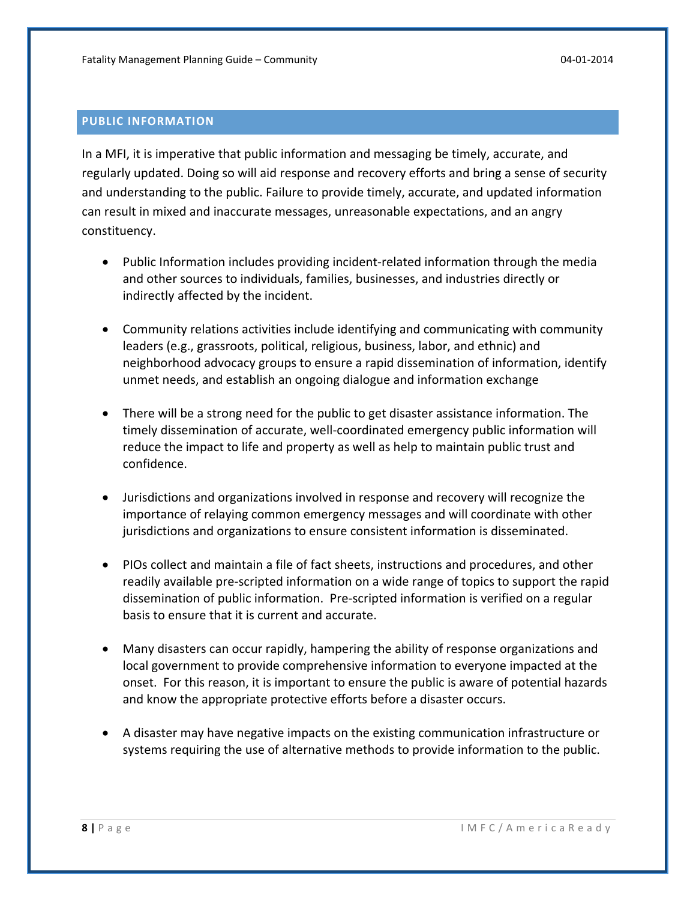## PUBLIC INFORMATION

In a MFI, it is imperative that public information and messaging be timely, accurate, and regularly updated. Doing so will aid response and recovery efforts and bring a sense of security and understanding to the public. Failure to provide timely, accurate, and updated information can result in mixed and inaccurate messages, unreasonable expectations, and an angry constituency.

- Public Information includes providing incident-related information through the media and other sources to individuals, families, businesses, and industries directly or indirectly affected by the incident.
- Community relations activities include identifying and communicating with community leaders (e.g., grassroots, political, religious, business, labor, and ethnic) and neighborhood advocacy groups to ensure a rapid dissemination of information, identify unmet needs, and establish an ongoing dialogue and information exchange
- There will be a strong need for the public to get disaster assistance information. The timely dissemination of accurate, well-coordinated emergency public information will reduce the impact to life and property as well as help to maintain public trust and confidence.
- Jurisdictions and organizations involved in response and recovery will recognize the importance of relaying common emergency messages and will coordinate with other jurisdictions and organizations to ensure consistent information is disseminated.
- PIOs collect and maintain a file of fact sheets, instructions and procedures, and other readily available pre-scripted information on a wide range of topics to support the rapid dissemination of public information. Pre-scripted information is verified on a regular basis to ensure that it is current and accurate.
- Many disasters can occur rapidly, hampering the ability of response organizations and local government to provide comprehensive information to everyone impacted at the onset. For this reason, it is important to ensure the public is aware of potential hazards and know the appropriate protective efforts before a disaster occurs.
- A disaster may have negative impacts on the existing communication infrastructure or systems requiring the use of alternative methods to provide information to the public.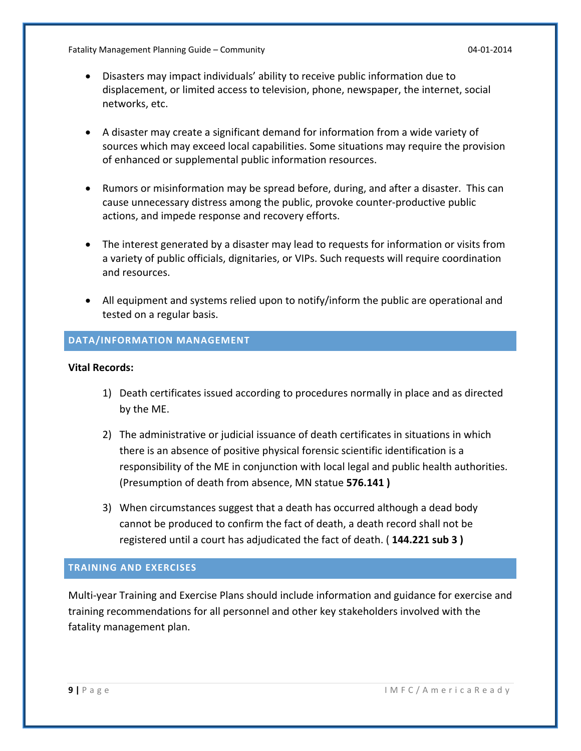- Disasters may impact individuals' ability to receive public information due to displacement, or limited access to television, phone, newspaper, the internet, social networks, etc.

- A disaster may create a significant demand for information from a wide variety of sources which may exceed local capabilities. Some situations may require the provision of enhanced or supplemental public information resources.

- Rumors or misinformation may be spread before, during, and after a disaster. This can cause unnecessary distress among the public, provoke counter-productive public actions, and impede response and recovery efforts.

- The interest generated by a disaster may lead to requests for information or visits from a variety of public officials, dignitaries, or VIPs. Such requests will require coordination and resources.

- All equipment and systems relied upon to notify/inform the public are operational and tested on a regular basis.

## DATA/INFORMATION MANAGEMENT

**Vital Records:**

1) Death certificates issued according to procedures normally in place and as directed by the ME.

2) The administrative or judicial issuance of death certificates in situations in which there is an absence of positive physical forensic scientific identification is a responsibility of the ME in conjunction with local legal and public health authorities. (Presumption of death from absence, MN statue **576.141 )**

3) When circumstances suggest that a death has occurred although a dead body cannot be produced to confirm the fact of death, a death record shall not be registered until a court has adjudicated the fact of death. ( **144.221 sub 3 )**

## TRAINING AND EXERCISES

Multi-year Training and Exercise Plans should include information and guidance for exercise and training recommendations for all personnel and other key stakeholders involved with the fatality management plan.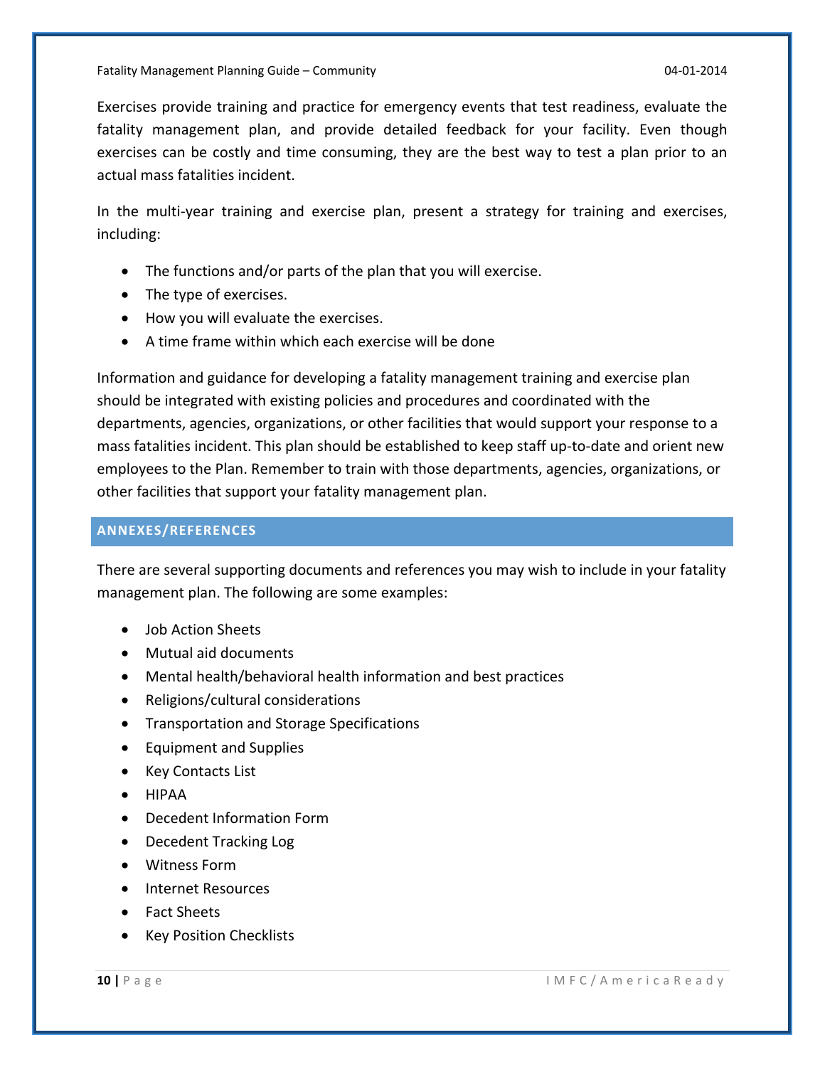Exercises provide training and practice for emergency events that test readiness, evaluate the fatality management plan, and provide detailed feedback for your facility. Even though exercises can be costly and time consuming, they are the best way to test a plan prior to an actual mass fatalities incident.

In the multi-year training and exercise plan, present a strategy for training and exercises, including:

- The functions and/or parts of the plan that you will exercise.
- The type of exercises.
- How you will evaluate the exercises.
- A time frame within which each exercise will be done

Information and guidance for developing a fatality management training and exercise plan should be integrated with existing policies and procedures and coordinated with the departments, agencies, organizations, or other facilities that would support your response to a mass fatalities incident. This plan should be established to keep staff up-to-date and orient new employees to the Plan. Remember to train with those departments, agencies, organizations, or other facilities that support your fatality management plan.

## ANNEXES/REFERENCES

There are several supporting documents and references you may wish to include in your fatality management plan. The following are some examples:

- Job Action Sheets
- Mutual aid documents
- Mental health/behavioral health information and best practices
- Religions/cultural considerations
- Transportation and Storage Specifications
- Equipment and Supplies
- Key Contacts List
- HIPAA
- Decedent Information Form
- Decedent Tracking Log
- Witness Form
- Internet Resources
- Fact Sheets
- Key Position Checklists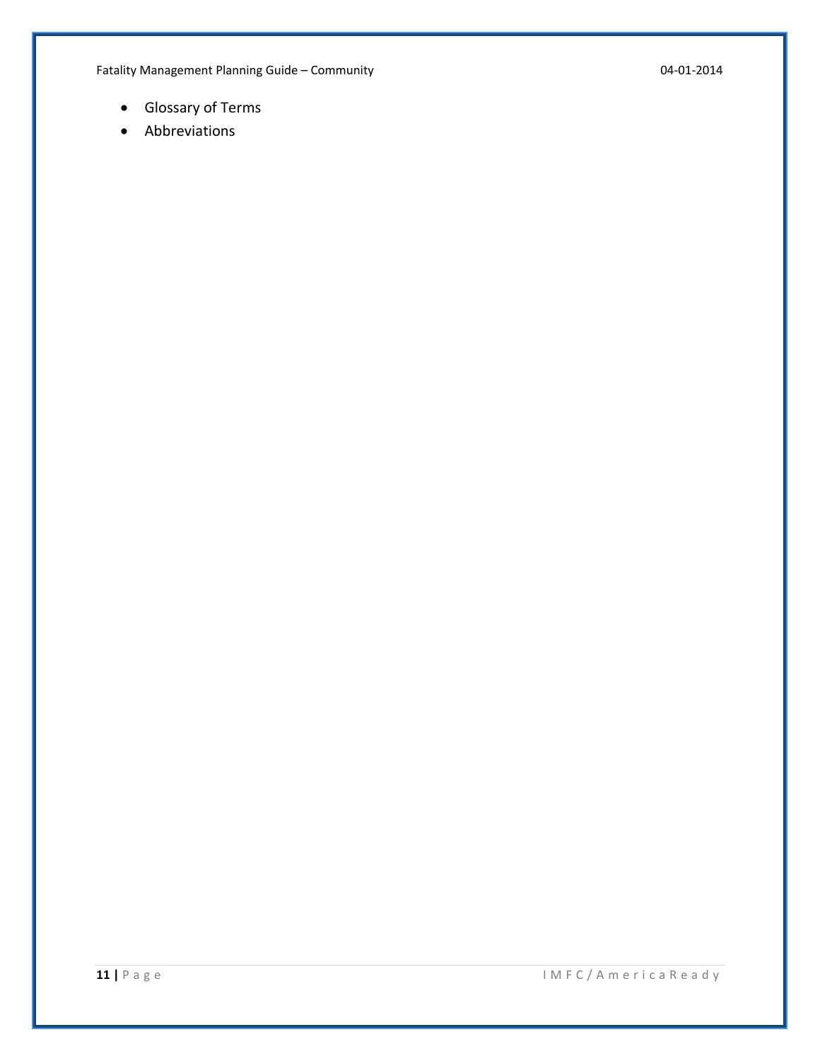- Glossary of Terms
- Abbreviations